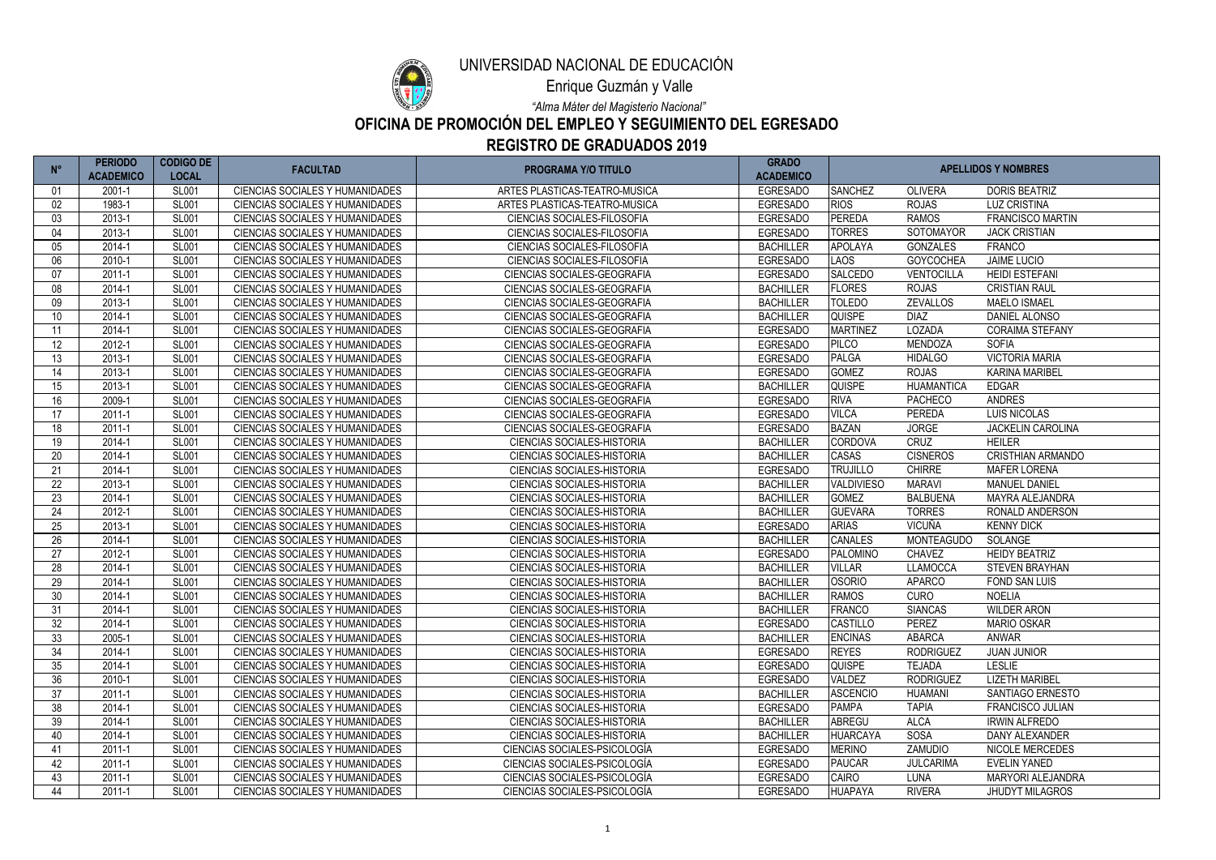# UNIVERSIDAD NACIONAL DE EDUCACIÓN

## Enrique Guzmán y Valle

*"Alma Máter del Magisterio Nacional"*

## OFICINA DE PROMOCIÓN DEL EMPLEO Y SEGUIMIENTO DEL EGRESADO

## REGISTRO DE GRADUADOS 2019

| N° | PERIODO ACADEMICO | CODIGO DE LOCAL | FACULTAD | PROGRAMA Y/O TITULO | GRADO ACADEMICO | APELLIDOS Y NOMBRES | | |
|---|---|---|---|---|---|---|---|---|
| 01 | 2001-1 | SL001 | CIENCIAS SOCIALES Y HUMANIDADES | ARTES PLASTICAS-TEATRO-MUSICA | EGRESADO | SANCHEZ | OLIVERA | DORIS BEATRIZ |
| 02 | 1983-1 | SL001 | CIENCIAS SOCIALES Y HUMANIDADES | ARTES PLASTICAS-TEATRO-MUSICA | EGRESADO | RIOS | ROJAS | LUZ CRISTINA |
| 03 | 2013-1 | SL001 | CIENCIAS SOCIALES Y HUMANIDADES | CIENCIAS SOCIALES-FILOSOFIA | EGRESADO | PEREDA | RAMOS | FRANCISCO MARTIN |
| 04 | 2013-1 | SL001 | CIENCIAS SOCIALES Y HUMANIDADES | CIENCIAS SOCIALES-FILOSOFIA | EGRESADO | TORRES | SOTOMAYOR | JACK CRISTIAN |
| 05 | 2014-1 | SL001 | CIENCIAS SOCIALES Y HUMANIDADES | CIENCIAS SOCIALES-FILOSOFIA | BACHILLER | APOLAYA | GONZALES | FRANCO |
| 06 | 2010-1 | SL001 | CIENCIAS SOCIALES Y HUMANIDADES | CIENCIAS SOCIALES-FILOSOFIA | EGRESADO | LAOS | GOYCOCHEA | JAIME LUCIO |
| 07 | 2011-1 | SL001 | CIENCIAS SOCIALES Y HUMANIDADES | CIENCIAS SOCIALES-GEOGRAFIA | EGRESADO | SALCEDO | VENTOCILLA | HEIDI ESTEFANI |
| 08 | 2014-1 | SL001 | CIENCIAS SOCIALES Y HUMANIDADES | CIENCIAS SOCIALES-GEOGRAFIA | BACHILLER | FLORES | ROJAS | CRISTIAN RAUL |
| 09 | 2013-1 | SL001 | CIENCIAS SOCIALES Y HUMANIDADES | CIENCIAS SOCIALES-GEOGRAFIA | BACHILLER | TOLEDO | ZEVALLOS | MAELO ISMAEL |
| 10 | 2014-1 | SL001 | CIENCIAS SOCIALES Y HUMANIDADES | CIENCIAS SOCIALES-GEOGRAFIA | BACHILLER | QUISPE | DIAZ | DANIEL ALONSO |
| 11 | 2014-1 | SL001 | CIENCIAS SOCIALES Y HUMANIDADES | CIENCIAS SOCIALES-GEOGRAFIA | EGRESADO | MARTINEZ | LOZADA | CORAIMA STEFANY |
| 12 | 2012-1 | SL001 | CIENCIAS SOCIALES Y HUMANIDADES | CIENCIAS SOCIALES-GEOGRAFIA | EGRESADO | PILCO | MENDOZA | SOFIA |
| 13 | 2013-1 | SL001 | CIENCIAS SOCIALES Y HUMANIDADES | CIENCIAS SOCIALES-GEOGRAFIA | EGRESADO | PALGA | HIDALGO | VICTORIA MARIA |
| 14 | 2013-1 | SL001 | CIENCIAS SOCIALES Y HUMANIDADES | CIENCIAS SOCIALES-GEOGRAFIA | EGRESADO | GOMEZ | ROJAS | KARINA MARIBEL |
| 15 | 2013-1 | SL001 | CIENCIAS SOCIALES Y HUMANIDADES | CIENCIAS SOCIALES-GEOGRAFIA | BACHILLER | QUISPE | HUAMANTICA | EDGAR |
| 16 | 2009-1 | SL001 | CIENCIAS SOCIALES Y HUMANIDADES | CIENCIAS SOCIALES-GEOGRAFIA | EGRESADO | RIVA | PACHECO | ANDRES |
| 17 | 2011-1 | SL001 | CIENCIAS SOCIALES Y HUMANIDADES | CIENCIAS SOCIALES-GEOGRAFIA | EGRESADO | VILCA | PEREDA | LUIS NICOLAS |
| 18 | 2011-1 | SL001 | CIENCIAS SOCIALES Y HUMANIDADES | CIENCIAS SOCIALES-GEOGRAFIA | EGRESADO | BAZAN | JORGE | JACKELIN CAROLINA |
| 19 | 2014-1 | SL001 | CIENCIAS SOCIALES Y HUMANIDADES | CIENCIAS SOCIALES-HISTORIA | BACHILLER | CORDOVA | CRUZ | HEILER |
| 20 | 2014-1 | SL001 | CIENCIAS SOCIALES Y HUMANIDADES | CIENCIAS SOCIALES-HISTORIA | BACHILLER | CASAS | CISNEROS | CRISTHIAN ARMANDO |
| 21 | 2014-1 | SL001 | CIENCIAS SOCIALES Y HUMANIDADES | CIENCIAS SOCIALES-HISTORIA | EGRESADO | TRUJILLO | CHIRRE | MAFER LORENA |
| 22 | 2013-1 | SL001 | CIENCIAS SOCIALES Y HUMANIDADES | CIENCIAS SOCIALES-HISTORIA | BACHILLER | VALDIVIESO | MARAVI | MANUEL DANIEL |
| 23 | 2014-1 | SL001 | CIENCIAS SOCIALES Y HUMANIDADES | CIENCIAS SOCIALES-HISTORIA | BACHILLER | GOMEZ | BALBUENA | MAYRA ALEJANDRA |
| 24 | 2012-1 | SL001 | CIENCIAS SOCIALES Y HUMANIDADES | CIENCIAS SOCIALES-HISTORIA | BACHILLER | GUEVARA | TORRES | RONALD ANDERSON |
| 25 | 2013-1 | SL001 | CIENCIAS SOCIALES Y HUMANIDADES | CIENCIAS SOCIALES-HISTORIA | EGRESADO | ARIAS | VICUÑA | KENNY DICK |
| 26 | 2014-1 | SL001 | CIENCIAS SOCIALES Y HUMANIDADES | CIENCIAS SOCIALES-HISTORIA | BACHILLER | CANALES | MONTEAGUDO | SOLANGE |
| 27 | 2012-1 | SL001 | CIENCIAS SOCIALES Y HUMANIDADES | CIENCIAS SOCIALES-HISTORIA | EGRESADO | PALOMINO | CHAVEZ | HEIDY BEATRIZ |
| 28 | 2014-1 | SL001 | CIENCIAS SOCIALES Y HUMANIDADES | CIENCIAS SOCIALES-HISTORIA | BACHILLER | VILLAR | LLAMOCCA | STEVEN BRAYHAN |
| 29 | 2014-1 | SL001 | CIENCIAS SOCIALES Y HUMANIDADES | CIENCIAS SOCIALES-HISTORIA | BACHILLER | OSORIO | APARCO | FOND SAN LUIS |
| 30 | 2014-1 | SL001 | CIENCIAS SOCIALES Y HUMANIDADES | CIENCIAS SOCIALES-HISTORIA | BACHILLER | RAMOS | CURO | NOELIA |
| 31 | 2014-1 | SL001 | CIENCIAS SOCIALES Y HUMANIDADES | CIENCIAS SOCIALES-HISTORIA | BACHILLER | FRANCO | SIANCAS | WILDER ARON |
| 32 | 2014-1 | SL001 | CIENCIAS SOCIALES Y HUMANIDADES | CIENCIAS SOCIALES-HISTORIA | EGRESADO | CASTILLO | PEREZ | MARIO OSKAR |
| 33 | 2005-1 | SL001 | CIENCIAS SOCIALES Y HUMANIDADES | CIENCIAS SOCIALES-HISTORIA | BACHILLER | ENCINAS | ABARCA | ANWAR |
| 34 | 2014-1 | SL001 | CIENCIAS SOCIALES Y HUMANIDADES | CIENCIAS SOCIALES-HISTORIA | EGRESADO | REYES | RODRIGUEZ | JUAN JUNIOR |
| 35 | 2014-1 | SL001 | CIENCIAS SOCIALES Y HUMANIDADES | CIENCIAS SOCIALES-HISTORIA | EGRESADO | QUISPE | TEJADA | LESLIE |
| 36 | 2010-1 | SL001 | CIENCIAS SOCIALES Y HUMANIDADES | CIENCIAS SOCIALES-HISTORIA | EGRESADO | VALDEZ | RODRIGUEZ | LIZETH MARIBEL |
| 37 | 2011-1 | SL001 | CIENCIAS SOCIALES Y HUMANIDADES | CIENCIAS SOCIALES-HISTORIA | BACHILLER | ASCENCIO | HUAMANI | SANTIAGO ERNESTO |
| 38 | 2014-1 | SL001 | CIENCIAS SOCIALES Y HUMANIDADES | CIENCIAS SOCIALES-HISTORIA | EGRESADO | PAMPA | TAPIA | FRANCISCO JULIAN |
| 39 | 2014-1 | SL001 | CIENCIAS SOCIALES Y HUMANIDADES | CIENCIAS SOCIALES-HISTORIA | BACHILLER | ABREGU | ALCA | IRWIN ALFREDO |
| 40 | 2014-1 | SL001 | CIENCIAS SOCIALES Y HUMANIDADES | CIENCIAS SOCIALES-HISTORIA | BACHILLER | HUARCAYA | SOSA | DANY ALEXANDER |
| 41 | 2011-1 | SL001 | CIENCIAS SOCIALES Y HUMANIDADES | CIENCIAS SOCIALES-PSICOLOGÍA | EGRESADO | MERINO | ZAMUDIO | NICOLE MERCEDES |
| 42 | 2011-1 | SL001 | CIENCIAS SOCIALES Y HUMANIDADES | CIENCIAS SOCIALES-PSICOLOGÍA | EGRESADO | PAUCAR | JULCARIMA | EVELIN YANED |
| 43 | 2011-1 | SL001 | CIENCIAS SOCIALES Y HUMANIDADES | CIENCIAS SOCIALES-PSICOLOGÍA | EGRESADO | CAIRO | LUNA | MARYORI ALEJANDRA |
| 44 | 2011-1 | SL001 | CIENCIAS SOCIALES Y HUMANIDADES | CIENCIAS SOCIALES-PSICOLOGÍA | EGRESADO | HUAPAYA | RIVERA | JHUDYT MILAGROS |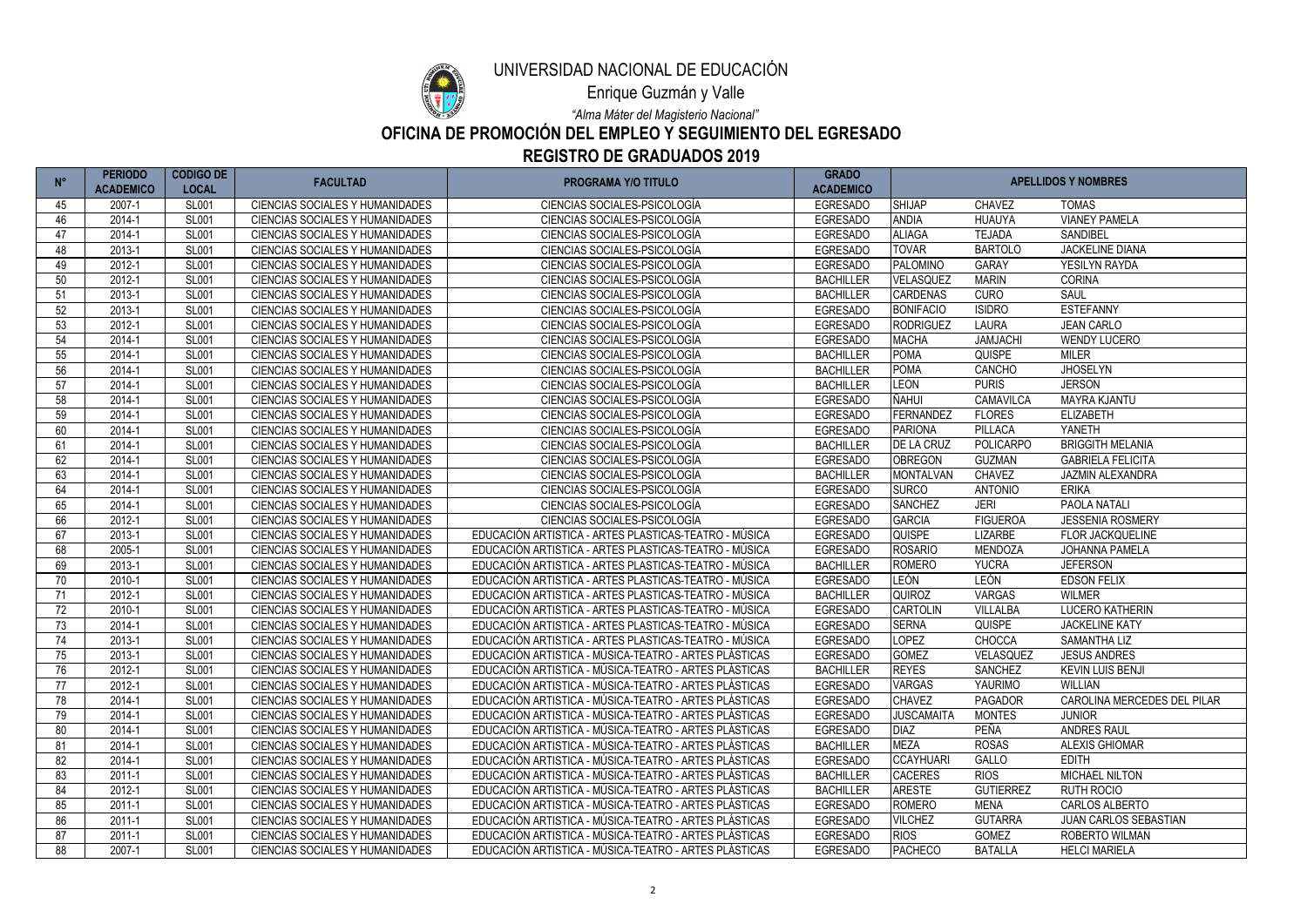# UNIVERSIDAD NACIONAL DE EDUCACIÓN

Enrique Guzmán y Valle

*"Alma Máter del Magisterio Nacional"*

## OFICINA DE PROMOCIÓN DEL EMPLEO Y SEGUIMIENTO DEL EGRESADO

## REGISTRO DE GRADUADOS 2019

| N° | PERIODO ACADEMICO | CODIGO DE LOCAL | FACULTAD | PROGRAMA Y/O TITULO | GRADO ACADEMICO | APELLIDOS Y NOMBRES | | |
|---|---|---|---|---|---|---|---|---|
| 45 | 2007-1 | SL001 | CIENCIAS SOCIALES Y HUMANIDADES | CIENCIAS SOCIALES-PSICOLOGÍA | EGRESADO | SHIJAP | CHAVEZ | TOMAS |
| 46 | 2014-1 | SL001 | CIENCIAS SOCIALES Y HUMANIDADES | CIENCIAS SOCIALES-PSICOLOGÍA | EGRESADO | ANDIA | HUAUYA | VIANEY PAMELA |
| 47 | 2014-1 | SL001 | CIENCIAS SOCIALES Y HUMANIDADES | CIENCIAS SOCIALES-PSICOLOGÍA | EGRESADO | ALIAGA | TEJADA | SANDIBEL |
| 48 | 2013-1 | SL001 | CIENCIAS SOCIALES Y HUMANIDADES | CIENCIAS SOCIALES-PSICOLOGÍA | EGRESADO | TOVAR | BARTOLO | JACKELINE DIANA |
| 49 | 2012-1 | SL001 | CIENCIAS SOCIALES Y HUMANIDADES | CIENCIAS SOCIALES-PSICOLOGÍA | EGRESADO | PALOMINO | GARAY | YESILYN RAYDA |
| 50 | 2012-1 | SL001 | CIENCIAS SOCIALES Y HUMANIDADES | CIENCIAS SOCIALES-PSICOLOGÍA | BACHILLER | VELASQUEZ | MARIN | CORINA |
| 51 | 2013-1 | SL001 | CIENCIAS SOCIALES Y HUMANIDADES | CIENCIAS SOCIALES-PSICOLOGÍA | BACHILLER | CARDENAS | CURO | SAUL |
| 52 | 2013-1 | SL001 | CIENCIAS SOCIALES Y HUMANIDADES | CIENCIAS SOCIALES-PSICOLOGÍA | EGRESADO | BONIFACIO | ISIDRO | ESTEFANNY |
| 53 | 2012-1 | SL001 | CIENCIAS SOCIALES Y HUMANIDADES | CIENCIAS SOCIALES-PSICOLOGÍA | EGRESADO | RODRIGUEZ | LAURA | JEAN CARLO |
| 54 | 2014-1 | SL001 | CIENCIAS SOCIALES Y HUMANIDADES | CIENCIAS SOCIALES-PSICOLOGÍA | EGRESADO | MACHA | JAMJACHI | WENDY LUCERO |
| 55 | 2014-1 | SL001 | CIENCIAS SOCIALES Y HUMANIDADES | CIENCIAS SOCIALES-PSICOLOGÍA | BACHILLER | POMA | QUISPE | MILER |
| 56 | 2014-1 | SL001 | CIENCIAS SOCIALES Y HUMANIDADES | CIENCIAS SOCIALES-PSICOLOGÍA | BACHILLER | POMA | CANCHO | JHOSELYN |
| 57 | 2014-1 | SL001 | CIENCIAS SOCIALES Y HUMANIDADES | CIENCIAS SOCIALES-PSICOLOGÍA | BACHILLER | LEON | PURIS | JERSON |
| 58 | 2014-1 | SL001 | CIENCIAS SOCIALES Y HUMANIDADES | CIENCIAS SOCIALES-PSICOLOGÍA | EGRESADO | ÑAHUI | CAMAVILCA | MAYRA KJANTU |
| 59 | 2014-1 | SL001 | CIENCIAS SOCIALES Y HUMANIDADES | CIENCIAS SOCIALES-PSICOLOGÍA | EGRESADO | FERNANDEZ | FLORES | ELIZABETH |
| 60 | 2014-1 | SL001 | CIENCIAS SOCIALES Y HUMANIDADES | CIENCIAS SOCIALES-PSICOLOGÍA | EGRESADO | PARIONA | PILLACA | YANETH |
| 61 | 2014-1 | SL001 | CIENCIAS SOCIALES Y HUMANIDADES | CIENCIAS SOCIALES-PSICOLOGÍA | BACHILLER | DE LA CRUZ | POLICARPO | BRIGGITH MELANIA |
| 62 | 2014-1 | SL001 | CIENCIAS SOCIALES Y HUMANIDADES | CIENCIAS SOCIALES-PSICOLOGÍA | EGRESADO | OBREGON | GUZMAN | GABRIELA FELICITA |
| 63 | 2014-1 | SL001 | CIENCIAS SOCIALES Y HUMANIDADES | CIENCIAS SOCIALES-PSICOLOGÍA | BACHILLER | MONTALVAN | CHAVEZ | JAZMIN ALEXANDRA |
| 64 | 2014-1 | SL001 | CIENCIAS SOCIALES Y HUMANIDADES | CIENCIAS SOCIALES-PSICOLOGÍA | EGRESADO | SURCO | ANTONIO | ERIKA |
| 65 | 2014-1 | SL001 | CIENCIAS SOCIALES Y HUMANIDADES | CIENCIAS SOCIALES-PSICOLOGÍA | EGRESADO | SANCHEZ | JERI | PAOLA NATALI |
| 66 | 2012-1 | SL001 | CIENCIAS SOCIALES Y HUMANIDADES | CIENCIAS SOCIALES-PSICOLOGÍA | EGRESADO | GARCIA | FIGUEROA | JESSENIA ROSMERY |
| 67 | 2013-1 | SL001 | CIENCIAS SOCIALES Y HUMANIDADES | EDUCACIÓN ARTISTICA - ARTES PLASTICAS-TEATRO - MÚSICA | EGRESADO | QUISPE | LIZARBE | FLOR JACKQUELINE |
| 68 | 2005-1 | SL001 | CIENCIAS SOCIALES Y HUMANIDADES | EDUCACIÓN ARTISTICA - ARTES PLASTICAS-TEATRO - MÚSICA | EGRESADO | ROSARIO | MENDOZA | JOHANNA PAMELA |
| 69 | 2013-1 | SL001 | CIENCIAS SOCIALES Y HUMANIDADES | EDUCACIÓN ARTISTICA - ARTES PLASTICAS-TEATRO - MÚSICA | BACHILLER | ROMERO | YUCRA | JEFERSON |
| 70 | 2010-1 | SL001 | CIENCIAS SOCIALES Y HUMANIDADES | EDUCACIÓN ARTISTICA - ARTES PLASTICAS-TEATRO - MÚSICA | EGRESADO | LEÓN | LEÓN | EDSON FELIX |
| 71 | 2012-1 | SL001 | CIENCIAS SOCIALES Y HUMANIDADES | EDUCACIÓN ARTISTICA - ARTES PLASTICAS-TEATRO - MÚSICA | BACHILLER | QUIROZ | VARGAS | WILMER |
| 72 | 2010-1 | SL001 | CIENCIAS SOCIALES Y HUMANIDADES | EDUCACIÓN ARTISTICA - ARTES PLASTICAS-TEATRO - MÚSICA | EGRESADO | CARTOLIN | VILLALBA | LUCERO KATHERIN |
| 73 | 2014-1 | SL001 | CIENCIAS SOCIALES Y HUMANIDADES | EDUCACIÓN ARTISTICA - ARTES PLASTICAS-TEATRO - MÚSICA | EGRESADO | SERNA | QUISPE | JACKELINE KATY |
| 74 | 2013-1 | SL001 | CIENCIAS SOCIALES Y HUMANIDADES | EDUCACIÓN ARTISTICA - ARTES PLASTICAS-TEATRO - MÚSICA | EGRESADO | LOPEZ | CHOCCA | SAMANTHA LIZ |
| 75 | 2013-1 | SL001 | CIENCIAS SOCIALES Y HUMANIDADES | EDUCACIÓN ARTISTICA - MÚSICA-TEATRO - ARTES PLÁSTICAS | EGRESADO | GOMEZ | VELASQUEZ | JESUS ANDRES |
| 76 | 2012-1 | SL001 | CIENCIAS SOCIALES Y HUMANIDADES | EDUCACIÓN ARTISTICA - MÚSICA-TEATRO - ARTES PLÁSTICAS | BACHILLER | REYES | SANCHEZ | KEVIN LUIS BENJI |
| 77 | 2012-1 | SL001 | CIENCIAS SOCIALES Y HUMANIDADES | EDUCACIÓN ARTISTICA - MÚSICA-TEATRO - ARTES PLÁSTICAS | EGRESADO | VARGAS | YAURIMO | WILLIAN |
| 78 | 2014-1 | SL001 | CIENCIAS SOCIALES Y HUMANIDADES | EDUCACIÓN ARTISTICA - MÚSICA-TEATRO - ARTES PLÁSTICAS | EGRESADO | CHAVEZ | PAGADOR | CAROLINA MERCEDES DEL PILAR |
| 79 | 2014-1 | SL001 | CIENCIAS SOCIALES Y HUMANIDADES | EDUCACIÓN ARTISTICA - MÚSICA-TEATRO - ARTES PLÁSTICAS | EGRESADO | JUSCAMAITA | MONTES | JUNIOR |
| 80 | 2014-1 | SL001 | CIENCIAS SOCIALES Y HUMANIDADES | EDUCACIÓN ARTISTICA - MÚSICA-TEATRO - ARTES PLÁSTICAS | EGRESADO | DIAZ | PEÑA | ANDRES RAUL |
| 81 | 2014-1 | SL001 | CIENCIAS SOCIALES Y HUMANIDADES | EDUCACIÓN ARTISTICA - MÚSICA-TEATRO - ARTES PLÁSTICAS | BACHILLER | MEZA | ROSAS | ALEXIS GHIOMAR |
| 82 | 2014-1 | SL001 | CIENCIAS SOCIALES Y HUMANIDADES | EDUCACIÓN ARTISTICA - MÚSICA-TEATRO - ARTES PLÁSTICAS | EGRESADO | CCAYHUARI | GALLO | EDITH |
| 83 | 2011-1 | SL001 | CIENCIAS SOCIALES Y HUMANIDADES | EDUCACIÓN ARTISTICA - MÚSICA-TEATRO - ARTES PLÁSTICAS | BACHILLER | CACERES | RIOS | MICHAEL NILTON |
| 84 | 2012-1 | SL001 | CIENCIAS SOCIALES Y HUMANIDADES | EDUCACIÓN ARTISTICA - MÚSICA-TEATRO - ARTES PLÁSTICAS | BACHILLER | ARESTE | GUTIERREZ | RUTH ROCIO |
| 85 | 2011-1 | SL001 | CIENCIAS SOCIALES Y HUMANIDADES | EDUCACIÓN ARTISTICA - MÚSICA-TEATRO - ARTES PLÁSTICAS | EGRESADO | ROMERO | MENA | CARLOS ALBERTO |
| 86 | 2011-1 | SL001 | CIENCIAS SOCIALES Y HUMANIDADES | EDUCACIÓN ARTISTICA - MÚSICA-TEATRO - ARTES PLÁSTICAS | EGRESADO | VILCHEZ | GUTARRA | JUAN CARLOS SEBASTIAN |
| 87 | 2011-1 | SL001 | CIENCIAS SOCIALES Y HUMANIDADES | EDUCACIÓN ARTISTICA - MÚSICA-TEATRO - ARTES PLÁSTICAS | EGRESADO | RIOS | GOMEZ | ROBERTO WILMAN |
| 88 | 2007-1 | SL001 | CIENCIAS SOCIALES Y HUMANIDADES | EDUCACIÓN ARTISTICA - MÚSICA-TEATRO - ARTES PLÁSTICAS | EGRESADO | PACHECO | BATALLA | HELCI MARIELA |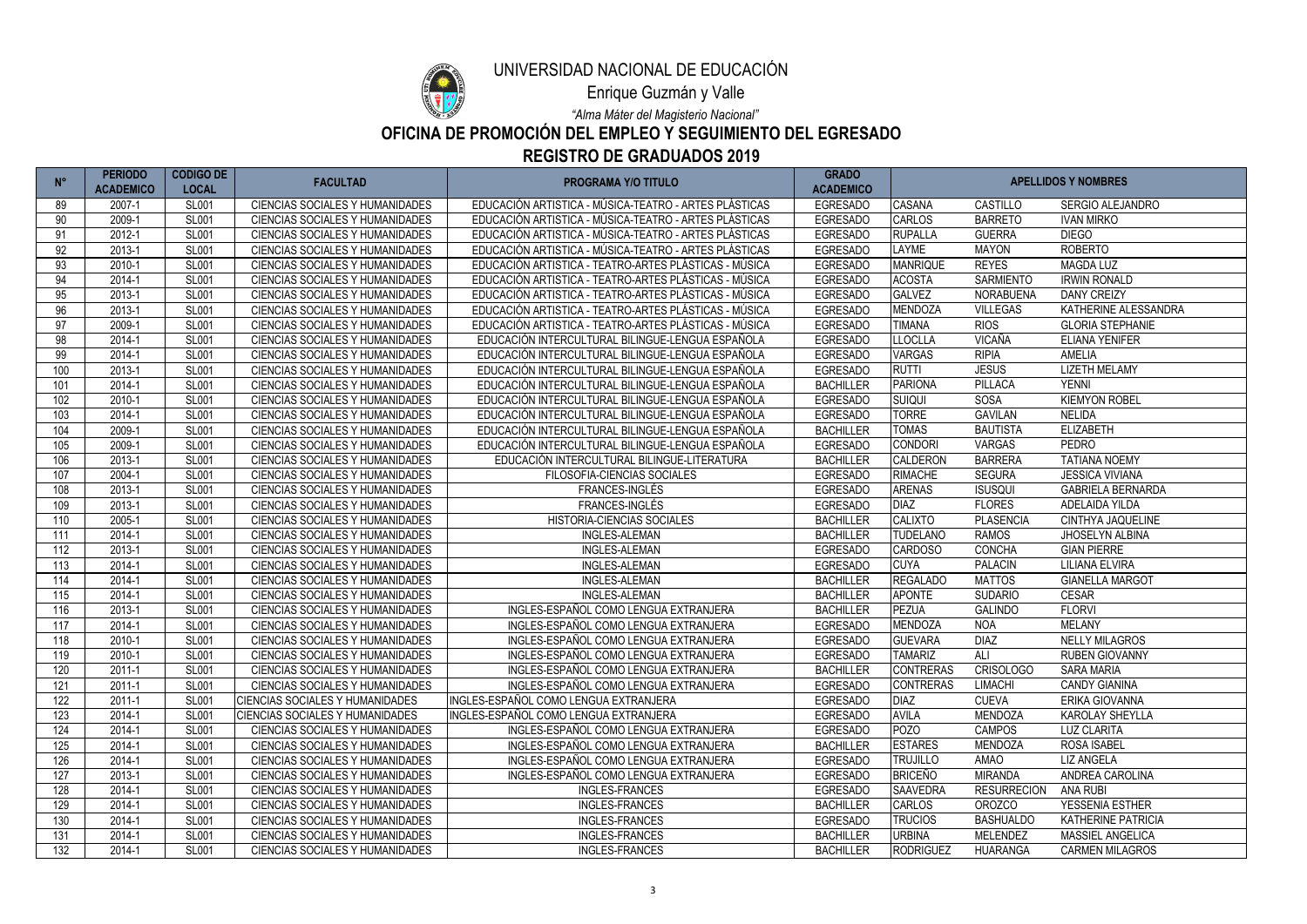# UNIVERSIDAD NACIONAL DE EDUCACIÓN

Enrique Guzmán y Valle

*"Alma Máter del Magisterio Nacional"*

## OFICINA DE PROMOCIÓN DEL EMPLEO Y SEGUIMIENTO DEL EGRESADO

## REGISTRO DE GRADUADOS 2019

| N° | PERIODO ACADEMICO | CODIGO DE LOCAL | FACULTAD | PROGRAMA Y/O TITULO | GRADO ACADEMICO | APELLIDOS Y NOMBRES | | |
|---|---|---|---|---|---|---|---|---|
| 89 | 2007-1 | SL001 | CIENCIAS SOCIALES Y HUMANIDADES | EDUCACIÓN ARTISTICA - MÚSICA-TEATRO - ARTES PLÁSTICAS | EGRESADO | CASANA | CASTILLO | SERGIO ALEJANDRO |
| 90 | 2009-1 | SL001 | CIENCIAS SOCIALES Y HUMANIDADES | EDUCACIÓN ARTISTICA - MÚSICA-TEATRO - ARTES PLÁSTICAS | EGRESADO | CARLOS | BARRETO | IVAN MIRKO |
| 91 | 2012-1 | SL001 | CIENCIAS SOCIALES Y HUMANIDADES | EDUCACIÓN ARTISTICA - MÚSICA-TEATRO - ARTES PLÁSTICAS | EGRESADO | RUPALLA | GUERRA | DIEGO |
| 92 | 2013-1 | SL001 | CIENCIAS SOCIALES Y HUMANIDADES | EDUCACIÓN ARTISTICA - MÚSICA-TEATRO - ARTES PLÁSTICAS | EGRESADO | LAYME | MAYON | ROBERTO |
| 93 | 2010-1 | SL001 | CIENCIAS SOCIALES Y HUMANIDADES | EDUCACIÓN ARTISTICA - TEATRO-ARTES PLÁSTICAS - MÚSICA | EGRESADO | MANRIQUE | REYES | MAGDA LUZ |
| 94 | 2014-1 | SL001 | CIENCIAS SOCIALES Y HUMANIDADES | EDUCACIÓN ARTISTICA - TEATRO-ARTES PLÁSTICAS - MÚSICA | EGRESADO | ACOSTA | SARMIENTO | IRWIN RONALD |
| 95 | 2013-1 | SL001 | CIENCIAS SOCIALES Y HUMANIDADES | EDUCACIÓN ARTISTICA - TEATRO-ARTES PLÁSTICAS - MÚSICA | EGRESADO | GALVEZ | NORABUENA | DANY CREIZY |
| 96 | 2013-1 | SL001 | CIENCIAS SOCIALES Y HUMANIDADES | EDUCACIÓN ARTISTICA - TEATRO-ARTES PLÁSTICAS - MÚSICA | EGRESADO | MENDOZA | VILLEGAS | KATHERINE ALESSANDRA |
| 97 | 2009-1 | SL001 | CIENCIAS SOCIALES Y HUMANIDADES | EDUCACIÓN ARTISTICA - TEATRO-ARTES PLÁSTICAS - MÚSICA | EGRESADO | TIMANA | RIOS | GLORIA STEPHANIE |
| 98 | 2014-1 | SL001 | CIENCIAS SOCIALES Y HUMANIDADES | EDUCACIÓN INTERCULTURAL BILINGUE-LENGUA ESPAÑOLA | EGRESADO | LLOCLLA | VICAÑA | ELIANA YENIFER |
| 99 | 2014-1 | SL001 | CIENCIAS SOCIALES Y HUMANIDADES | EDUCACIÓN INTERCULTURAL BILINGUE-LENGUA ESPAÑOLA | EGRESADO | VARGAS | RIPIA | AMELIA |
| 100 | 2013-1 | SL001 | CIENCIAS SOCIALES Y HUMANIDADES | EDUCACIÓN INTERCULTURAL BILINGUE-LENGUA ESPAÑOLA | EGRESADO | RUTTI | JESUS | LIZETH MELAMY |
| 101 | 2014-1 | SL001 | CIENCIAS SOCIALES Y HUMANIDADES | EDUCACIÓN INTERCULTURAL BILINGUE-LENGUA ESPAÑOLA | BACHILLER | PARIONA | PILLACA | YENNI |
| 102 | 2010-1 | SL001 | CIENCIAS SOCIALES Y HUMANIDADES | EDUCACIÓN INTERCULTURAL BILINGUE-LENGUA ESPAÑOLA | EGRESADO | SUIQUI | SOSA | KIEMYON ROBEL |
| 103 | 2014-1 | SL001 | CIENCIAS SOCIALES Y HUMANIDADES | EDUCACIÓN INTERCULTURAL BILINGUE-LENGUA ESPAÑOLA | EGRESADO | TORRE | GAVILAN | NELIDA |
| 104 | 2009-1 | SL001 | CIENCIAS SOCIALES Y HUMANIDADES | EDUCACIÓN INTERCULTURAL BILINGUE-LENGUA ESPAÑOLA | BACHILLER | TOMAS | BAUTISTA | ELIZABETH |
| 105 | 2009-1 | SL001 | CIENCIAS SOCIALES Y HUMANIDADES | EDUCACIÓN INTERCULTURAL BILINGUE-LENGUA ESPAÑOLA | EGRESADO | CONDORI | VARGAS | PEDRO |
| 106 | 2013-1 | SL001 | CIENCIAS SOCIALES Y HUMANIDADES | EDUCACIÓN INTERCULTURAL BILINGUE-LITERATURA | BACHILLER | CALDERON | BARRERA | TATIANA NOEMY |
| 107 | 2004-1 | SL001 | CIENCIAS SOCIALES Y HUMANIDADES | FILOSOFIA-CIENCIAS SOCIALES | EGRESADO | RIMACHE | SEGURA | JESSICA VIVIANA |
| 108 | 2013-1 | SL001 | CIENCIAS SOCIALES Y HUMANIDADES | FRANCES-INGLÉS | EGRESADO | ARENAS | ISUSQUI | GABRIELA BERNARDA |
| 109 | 2013-1 | SL001 | CIENCIAS SOCIALES Y HUMANIDADES | FRANCES-INGLÉS | EGRESADO | DIAZ | FLORES | ADELAIDA YILDA |
| 110 | 2005-1 | SL001 | CIENCIAS SOCIALES Y HUMANIDADES | HISTORIA-CIENCIAS SOCIALES | BACHILLER | CALIXTO | PLASENCIA | CINTHYA JAQUELINE |
| 111 | 2014-1 | SL001 | CIENCIAS SOCIALES Y HUMANIDADES | INGLES-ALEMAN | BACHILLER | TUDELANO | RAMOS | JHOSELYN ALBINA |
| 112 | 2013-1 | SL001 | CIENCIAS SOCIALES Y HUMANIDADES | INGLES-ALEMAN | EGRESADO | CARDOSO | CONCHA | GIAN PIERRE |
| 113 | 2014-1 | SL001 | CIENCIAS SOCIALES Y HUMANIDADES | INGLES-ALEMAN | EGRESADO | CUYA | PALACIN | LILIANA ELVIRA |
| 114 | 2014-1 | SL001 | CIENCIAS SOCIALES Y HUMANIDADES | INGLES-ALEMAN | BACHILLER | REGALADO | MATTOS | GIANELLA MARGOT |
| 115 | 2014-1 | SL001 | CIENCIAS SOCIALES Y HUMANIDADES | INGLES-ALEMAN | BACHILLER | APONTE | SUDARIO | CESAR |
| 116 | 2013-1 | SL001 | CIENCIAS SOCIALES Y HUMANIDADES | INGLES-ESPAÑOL COMO LENGUA EXTRANJERA | BACHILLER | PEZUA | GALINDO | FLORVI |
| 117 | 2014-1 | SL001 | CIENCIAS SOCIALES Y HUMANIDADES | INGLES-ESPAÑOL COMO LENGUA EXTRANJERA | EGRESADO | MENDOZA | NOA | MELANY |
| 118 | 2010-1 | SL001 | CIENCIAS SOCIALES Y HUMANIDADES | INGLES-ESPAÑOL COMO LENGUA EXTRANJERA | EGRESADO | GUEVARA | DIAZ | NELLY MILAGROS |
| 119 | 2010-1 | SL001 | CIENCIAS SOCIALES Y HUMANIDADES | INGLES-ESPAÑOL COMO LENGUA EXTRANJERA | EGRESADO | TAMARIZ | ALI | RUBEN GIOVANNY |
| 120 | 2011-1 | SL001 | CIENCIAS SOCIALES Y HUMANIDADES | INGLES-ESPAÑOL COMO LENGUA EXTRANJERA | BACHILLER | CONTRERAS | CRISOLOGO | SARA MARIA |
| 121 | 2011-1 | SL001 | CIENCIAS SOCIALES Y HUMANIDADES | INGLES-ESPAÑOL COMO LENGUA EXTRANJERA | EGRESADO | CONTRERAS | LIMACHI | CANDY GIANINA |
| 122 | 2011-1 | SL001 | CIENCIAS SOCIALES Y HUMANIDADES | INGLES-ESPAÑOL COMO LENGUA EXTRANJERA | EGRESADO | DIAZ | CUEVA | ERIKA GIOVANNA |
| 123 | 2014-1 | SL001 | CIENCIAS SOCIALES Y HUMANIDADES | INGLES-ESPAÑOL COMO LENGUA EXTRANJERA | EGRESADO | AVILA | MENDOZA | KAROLAY SHEYLLA |
| 124 | 2014-1 | SL001 | CIENCIAS SOCIALES Y HUMANIDADES | INGLES-ESPAÑOL COMO LENGUA EXTRANJERA | EGRESADO | POZO | CAMPOS | LUZ CLARITA |
| 125 | 2014-1 | SL001 | CIENCIAS SOCIALES Y HUMANIDADES | INGLES-ESPAÑOL COMO LENGUA EXTRANJERA | BACHILLER | ESTARES | MENDOZA | ROSA ISABEL |
| 126 | 2014-1 | SL001 | CIENCIAS SOCIALES Y HUMANIDADES | INGLES-ESPAÑOL COMO LENGUA EXTRANJERA | EGRESADO | TRUJILLO | AMAO | LIZ ANGELA |
| 127 | 2013-1 | SL001 | CIENCIAS SOCIALES Y HUMANIDADES | INGLES-ESPAÑOL COMO LENGUA EXTRANJERA | EGRESADO | BRICEÑO | MIRANDA | ANDREA CAROLINA |
| 128 | 2014-1 | SL001 | CIENCIAS SOCIALES Y HUMANIDADES | INGLES-FRANCES | EGRESADO | SAAVEDRA | RESURRECION | ANA RUBI |
| 129 | 2014-1 | SL001 | CIENCIAS SOCIALES Y HUMANIDADES | INGLES-FRANCES | BACHILLER | CARLOS | OROZCO | YESSENIA ESTHER |
| 130 | 2014-1 | SL001 | CIENCIAS SOCIALES Y HUMANIDADES | INGLES-FRANCES | EGRESADO | TRUCIOS | BASHUALDO | KATHERINE PATRICIA |
| 131 | 2014-1 | SL001 | CIENCIAS SOCIALES Y HUMANIDADES | INGLES-FRANCES | BACHILLER | URBINA | MELENDEZ | MASSIEL ANGELICA |
| 132 | 2014-1 | SL001 | CIENCIAS SOCIALES Y HUMANIDADES | INGLES-FRANCES | BACHILLER | RODRIGUEZ | HUARANGA | CARMEN MILAGROS |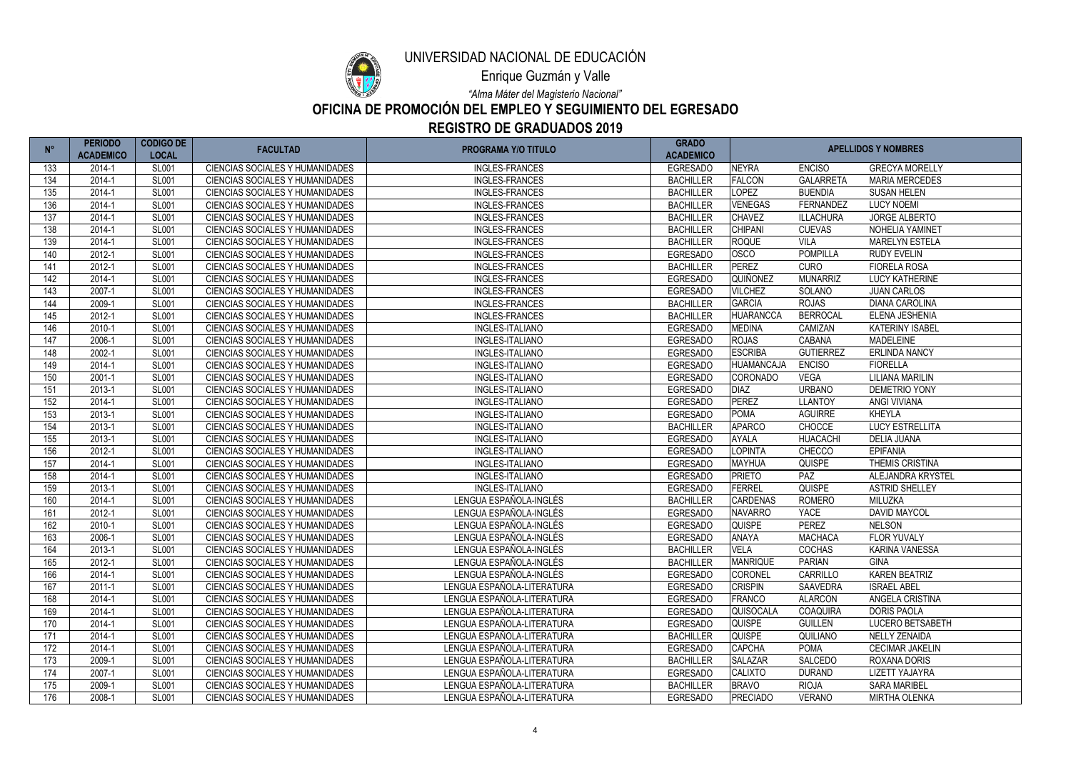# UNIVERSIDAD NACIONAL DE EDUCACIÓN

Enrique Guzmán y Valle

*"Alma Máter del Magisterio Nacional"*

## OFICINA DE PROMOCIÓN DEL EMPLEO Y SEGUIMIENTO DEL EGRESADO

## REGISTRO DE GRADUADOS 2019

| N° | PERIODO ACADEMICO | CODIGO DE LOCAL | FACULTAD | PROGRAMA Y/O TITULO | GRADO ACADEMICO | APELLIDOS Y NOMBRES | | |
|---|---|---|---|---|---|---|---|---|
| 133 | 2014-1 | SL001 | CIENCIAS SOCIALES Y HUMANIDADES | INGLES-FRANCES | EGRESADO | NEYRA | ENCISO | GRECYA MORELLY |
| 134 | 2014-1 | SL001 | CIENCIAS SOCIALES Y HUMANIDADES | INGLES-FRANCES | BACHILLER | FALCON | GALARRETA | MARIA MERCEDES |
| 135 | 2014-1 | SL001 | CIENCIAS SOCIALES Y HUMANIDADES | INGLES-FRANCES | BACHILLER | LOPEZ | BUENDIA | SUSAN HELEN |
| 136 | 2014-1 | SL001 | CIENCIAS SOCIALES Y HUMANIDADES | INGLES-FRANCES | BACHILLER | VENEGAS | FERNANDEZ | LUCY NOEMI |
| 137 | 2014-1 | SL001 | CIENCIAS SOCIALES Y HUMANIDADES | INGLES-FRANCES | BACHILLER | CHAVEZ | ILLACHURA | JORGE ALBERTO |
| 138 | 2014-1 | SL001 | CIENCIAS SOCIALES Y HUMANIDADES | INGLES-FRANCES | BACHILLER | CHIPANI | CUEVAS | NOHELIA YAMINET |
| 139 | 2014-1 | SL001 | CIENCIAS SOCIALES Y HUMANIDADES | INGLES-FRANCES | BACHILLER | ROQUE | VILA | MARELYN ESTELA |
| 140 | 2012-1 | SL001 | CIENCIAS SOCIALES Y HUMANIDADES | INGLES-FRANCES | EGRESADO | OSCO | POMPILLA | RUDY EVELIN |
| 141 | 2012-1 | SL001 | CIENCIAS SOCIALES Y HUMANIDADES | INGLES-FRANCES | BACHILLER | PEREZ | CURO | FIORELA ROSA |
| 142 | 2014-1 | SL001 | CIENCIAS SOCIALES Y HUMANIDADES | INGLES-FRANCES | EGRESADO | QUIÑONEZ | MUNARRIZ | LUCY KATHERINE |
| 143 | 2007-1 | SL001 | CIENCIAS SOCIALES Y HUMANIDADES | INGLES-FRANCES | EGRESADO | VILCHEZ | SOLANO | JUAN CARLOS |
| 144 | 2009-1 | SL001 | CIENCIAS SOCIALES Y HUMANIDADES | INGLES-FRANCES | BACHILLER | GARCIA | ROJAS | DIANA CAROLINA |
| 145 | 2012-1 | SL001 | CIENCIAS SOCIALES Y HUMANIDADES | INGLES-FRANCES | BACHILLER | HUARANCCA | BERROCAL | ELENA JESHENIA |
| 146 | 2010-1 | SL001 | CIENCIAS SOCIALES Y HUMANIDADES | INGLES-ITALIANO | EGRESADO | MEDINA | CAMIZAN | KATERINY ISABEL |
| 147 | 2006-1 | SL001 | CIENCIAS SOCIALES Y HUMANIDADES | INGLES-ITALIANO | EGRESADO | ROJAS | CABANA | MADELEINE |
| 148 | 2002-1 | SL001 | CIENCIAS SOCIALES Y HUMANIDADES | INGLES-ITALIANO | EGRESADO | ESCRIBA | GUTIERREZ | ERLINDA NANCY |
| 149 | 2014-1 | SL001 | CIENCIAS SOCIALES Y HUMANIDADES | INGLES-ITALIANO | EGRESADO | HUAMANCAJA | ENCISO | FIORELLA |
| 150 | 2001-1 | SL001 | CIENCIAS SOCIALES Y HUMANIDADES | INGLES-ITALIANO | EGRESADO | CORONADO | VEGA | LILIANA MARILIN |
| 151 | 2013-1 | SL001 | CIENCIAS SOCIALES Y HUMANIDADES | INGLES-ITALIANO | EGRESADO | DIAZ | URBANO | DEMETRIO YONY |
| 152 | 2014-1 | SL001 | CIENCIAS SOCIALES Y HUMANIDADES | INGLES-ITALIANO | EGRESADO | PEREZ | LLANTOY | ANGI VIVIANA |
| 153 | 2013-1 | SL001 | CIENCIAS SOCIALES Y HUMANIDADES | INGLES-ITALIANO | EGRESADO | POMA | AGUIRRE | KHEYLA |
| 154 | 2013-1 | SL001 | CIENCIAS SOCIALES Y HUMANIDADES | INGLES-ITALIANO | BACHILLER | APARCO | CHOCCE | LUCY ESTRELLITA |
| 155 | 2013-1 | SL001 | CIENCIAS SOCIALES Y HUMANIDADES | INGLES-ITALIANO | EGRESADO | AYALA | HUACACHI | DELIA JUANA |
| 156 | 2012-1 | SL001 | CIENCIAS SOCIALES Y HUMANIDADES | INGLES-ITALIANO | EGRESADO | LOPINTA | CHECCO | EPIFANIA |
| 157 | 2014-1 | SL001 | CIENCIAS SOCIALES Y HUMANIDADES | INGLES-ITALIANO | EGRESADO | MAYHUA | QUISPE | THEMIS CRISTINA |
| 158 | 2014-1 | SL001 | CIENCIAS SOCIALES Y HUMANIDADES | INGLES-ITALIANO | EGRESADO | PRIETO | PAZ | ALEJANDRA KRYSTEL |
| 159 | 2013-1 | SL001 | CIENCIAS SOCIALES Y HUMANIDADES | INGLES-ITALIANO | EGRESADO | FERREL | QUISPE | ASTRID SHELLEY |
| 160 | 2014-1 | SL001 | CIENCIAS SOCIALES Y HUMANIDADES | LENGUA ESPAÑOLA-INGLÉS | BACHILLER | CARDENAS | ROMERO | MILUZKA |
| 161 | 2012-1 | SL001 | CIENCIAS SOCIALES Y HUMANIDADES | LENGUA ESPAÑOLA-INGLÉS | EGRESADO | NAVARRO | YACE | DAVID MAYCOL |
| 162 | 2010-1 | SL001 | CIENCIAS SOCIALES Y HUMANIDADES | LENGUA ESPAÑOLA-INGLÉS | EGRESADO | QUISPE | PEREZ | NELSON |
| 163 | 2006-1 | SL001 | CIENCIAS SOCIALES Y HUMANIDADES | LENGUA ESPAÑOLA-INGLÉS | EGRESADO | ANAYA | MACHACA | FLOR YUVALY |
| 164 | 2013-1 | SL001 | CIENCIAS SOCIALES Y HUMANIDADES | LENGUA ESPAÑOLA-INGLÉS | BACHILLER | VELA | COCHAS | KARINA VANESSA |
| 165 | 2012-1 | SL001 | CIENCIAS SOCIALES Y HUMANIDADES | LENGUA ESPAÑOLA-INGLÉS | BACHILLER | MANRIQUE | PARIAN | GINA |
| 166 | 2014-1 | SL001 | CIENCIAS SOCIALES Y HUMANIDADES | LENGUA ESPAÑOLA-INGLÉS | EGRESADO | CORONEL | CARRILLO | KAREN BEATRIZ |
| 167 | 2011-1 | SL001 | CIENCIAS SOCIALES Y HUMANIDADES | LENGUA ESPAÑOLA-LITERATURA | EGRESADO | CRISPIN | SAAVEDRA | ISRAEL ABEL |
| 168 | 2014-1 | SL001 | CIENCIAS SOCIALES Y HUMANIDADES | LENGUA ESPAÑOLA-LITERATURA | EGRESADO | FRANCO | ALARCON | ANGELA CRISTINA |
| 169 | 2014-1 | SL001 | CIENCIAS SOCIALES Y HUMANIDADES | LENGUA ESPAÑOLA-LITERATURA | EGRESADO | QUISOCALA | COAQUIRA | DORIS PAOLA |
| 170 | 2014-1 | SL001 | CIENCIAS SOCIALES Y HUMANIDADES | LENGUA ESPAÑOLA-LITERATURA | EGRESADO | QUISPE | GUILLEN | LUCERO BETSABETH |
| 171 | 2014-1 | SL001 | CIENCIAS SOCIALES Y HUMANIDADES | LENGUA ESPAÑOLA-LITERATURA | BACHILLER | QUISPE | QUILIANO | NELLY ZENAIDA |
| 172 | 2014-1 | SL001 | CIENCIAS SOCIALES Y HUMANIDADES | LENGUA ESPAÑOLA-LITERATURA | EGRESADO | CAPCHA | POMA | CECIMAR JAKELIN |
| 173 | 2009-1 | SL001 | CIENCIAS SOCIALES Y HUMANIDADES | LENGUA ESPAÑOLA-LITERATURA | BACHILLER | SALAZAR | SALCEDO | ROXANA DORIS |
| 174 | 2007-1 | SL001 | CIENCIAS SOCIALES Y HUMANIDADES | LENGUA ESPAÑOLA-LITERATURA | EGRESADO | CALIXTO | DURAND | LIZETT YAJAYRA |
| 175 | 2009-1 | SL001 | CIENCIAS SOCIALES Y HUMANIDADES | LENGUA ESPAÑOLA-LITERATURA | BACHILLER | BRAVO | RIOJA | SARA MARIBEL |
| 176 | 2008-1 | SL001 | CIENCIAS SOCIALES Y HUMANIDADES | LENGUA ESPAÑOLA-LITERATURA | EGRESADO | PRECIADO | VERANO | MIRTHA OLENKA |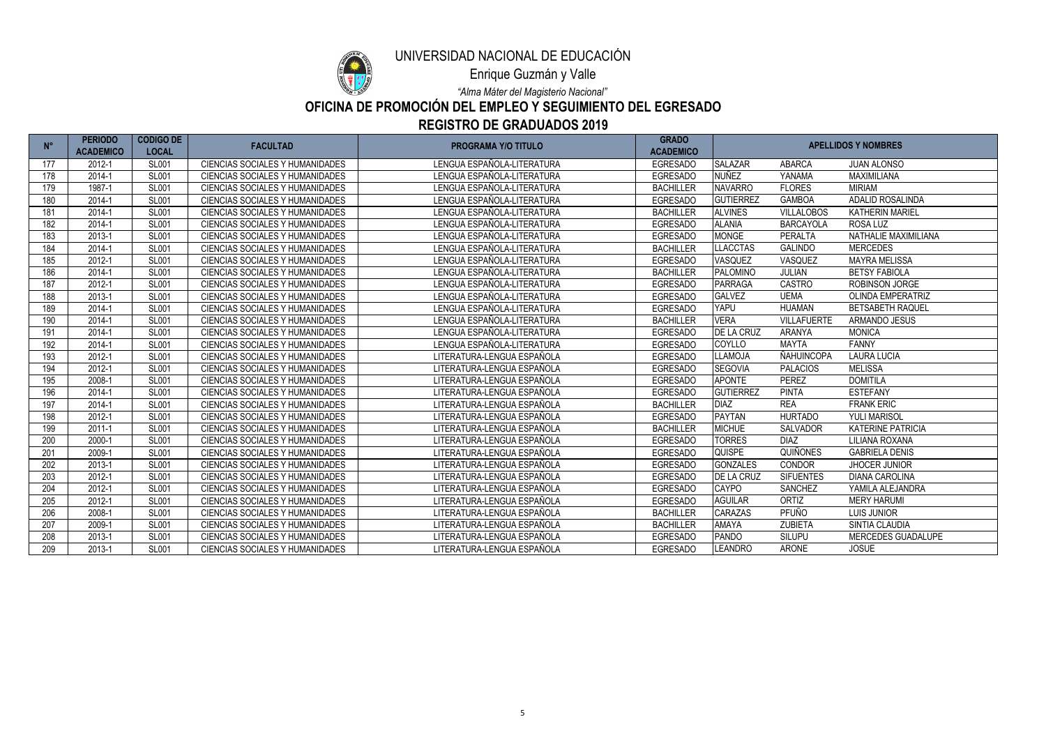# UNIVERSIDAD NACIONAL DE EDUCACIÓN

Enrique Guzmán y Valle

*"Alma Máter del Magisterio Nacional"*

## OFICINA DE PROMOCIÓN DEL EMPLEO Y SEGUIMIENTO DEL EGRESADO

## REGISTRO DE GRADUADOS 2019

| N° | PERIODO ACADEMICO | CODIGO DE LOCAL | FACULTAD | PROGRAMA Y/O TITULO | GRADO ACADEMICO | APELLIDOS Y NOMBRES | | |
|---|---|---|---|---|---|---|---|---|
| 177 | 2012-1 | SL001 | CIENCIAS SOCIALES Y HUMANIDADES | LENGUA ESPAÑOLA-LITERATURA | EGRESADO | SALAZAR | ABARCA | JUAN ALONSO |
| 178 | 2014-1 | SL001 | CIENCIAS SOCIALES Y HUMANIDADES | LENGUA ESPAÑOLA-LITERATURA | EGRESADO | NUÑEZ | YANAMA | MAXIMILIANA |
| 179 | 1987-1 | SL001 | CIENCIAS SOCIALES Y HUMANIDADES | LENGUA ESPAÑOLA-LITERATURA | BACHILLER | NAVARRO | FLORES | MIRIAM |
| 180 | 2014-1 | SL001 | CIENCIAS SOCIALES Y HUMANIDADES | LENGUA ESPAÑOLA-LITERATURA | EGRESADO | GUTIERREZ | GAMBOA | ADALID ROSALINDA |
| 181 | 2014-1 | SL001 | CIENCIAS SOCIALES Y HUMANIDADES | LENGUA ESPAÑOLA-LITERATURA | BACHILLER | ALVINES | VILLALOBOS | KATHERIN MARIEL |
| 182 | 2014-1 | SL001 | CIENCIAS SOCIALES Y HUMANIDADES | LENGUA ESPAÑOLA-LITERATURA | EGRESADO | ALANIA | BARCAYOLA | ROSA LUZ |
| 183 | 2013-1 | SL001 | CIENCIAS SOCIALES Y HUMANIDADES | LENGUA ESPAÑOLA-LITERATURA | EGRESADO | MONGE | PERALTA | NATHALIE MAXIMILIANA |
| 184 | 2014-1 | SL001 | CIENCIAS SOCIALES Y HUMANIDADES | LENGUA ESPAÑOLA-LITERATURA | BACHILLER | LLACCTAS | GALINDO | MERCEDES |
| 185 | 2012-1 | SL001 | CIENCIAS SOCIALES Y HUMANIDADES | LENGUA ESPAÑOLA-LITERATURA | EGRESADO | VASQUEZ | VASQUEZ | MAYRA MELISSA |
| 186 | 2014-1 | SL001 | CIENCIAS SOCIALES Y HUMANIDADES | LENGUA ESPAÑOLA-LITERATURA | BACHILLER | PALOMINO | JULIAN | BETSY FABIOLA |
| 187 | 2012-1 | SL001 | CIENCIAS SOCIALES Y HUMANIDADES | LENGUA ESPAÑOLA-LITERATURA | EGRESADO | PARRAGA | CASTRO | ROBINSON JORGE |
| 188 | 2013-1 | SL001 | CIENCIAS SOCIALES Y HUMANIDADES | LENGUA ESPAÑOLA-LITERATURA | EGRESADO | GALVEZ | UEMA | OLINDA EMPERATRIZ |
| 189 | 2014-1 | SL001 | CIENCIAS SOCIALES Y HUMANIDADES | LENGUA ESPAÑOLA-LITERATURA | EGRESADO | YAPU | HUAMAN | BETSABETH RAQUEL |
| 190 | 2014-1 | SL001 | CIENCIAS SOCIALES Y HUMANIDADES | LENGUA ESPAÑOLA-LITERATURA | BACHILLER | VERA | VILLAFUERTE | ARMANDO JESUS |
| 191 | 2014-1 | SL001 | CIENCIAS SOCIALES Y HUMANIDADES | LENGUA ESPAÑOLA-LITERATURA | EGRESADO | DE LA CRUZ | ARANYA | MONICA |
| 192 | 2014-1 | SL001 | CIENCIAS SOCIALES Y HUMANIDADES | LENGUA ESPAÑOLA-LITERATURA | EGRESADO | COYLLO | MAYTA | FANNY |
| 193 | 2012-1 | SL001 | CIENCIAS SOCIALES Y HUMANIDADES | LITERATURA-LENGUA ESPAÑOLA | EGRESADO | LLAMOJA | ÑAHUINCOPA | LAURA LUCIA |
| 194 | 2012-1 | SL001 | CIENCIAS SOCIALES Y HUMANIDADES | LITERATURA-LENGUA ESPAÑOLA | EGRESADO | SEGOVIA | PALACIOS | MELISSA |
| 195 | 2008-1 | SL001 | CIENCIAS SOCIALES Y HUMANIDADES | LITERATURA-LENGUA ESPAÑOLA | EGRESADO | APONTE | PEREZ | DOMITILA |
| 196 | 2014-1 | SL001 | CIENCIAS SOCIALES Y HUMANIDADES | LITERATURA-LENGUA ESPAÑOLA | EGRESADO | GUTIERREZ | PINTA | ESTEFANY |
| 197 | 2014-1 | SL001 | CIENCIAS SOCIALES Y HUMANIDADES | LITERATURA-LENGUA ESPAÑOLA | BACHILLER | DIAZ | REA | FRANK ERIC |
| 198 | 2012-1 | SL001 | CIENCIAS SOCIALES Y HUMANIDADES | LITERATURA-LENGUA ESPAÑOLA | EGRESADO | PAYTAN | HURTADO | YULI MARISOL |
| 199 | 2011-1 | SL001 | CIENCIAS SOCIALES Y HUMANIDADES | LITERATURA-LENGUA ESPAÑOLA | BACHILLER | MICHUE | SALVADOR | KATERINE PATRICIA |
| 200 | 2000-1 | SL001 | CIENCIAS SOCIALES Y HUMANIDADES | LITERATURA-LENGUA ESPAÑOLA | EGRESADO | TORRES | DIAZ | LILIANA ROXANA |
| 201 | 2009-1 | SL001 | CIENCIAS SOCIALES Y HUMANIDADES | LITERATURA-LENGUA ESPAÑOLA | EGRESADO | QUISPE | QUIÑONES | GABRIELA DENIS |
| 202 | 2013-1 | SL001 | CIENCIAS SOCIALES Y HUMANIDADES | LITERATURA-LENGUA ESPAÑOLA | EGRESADO | GONZALES | CONDOR | JHOCER JUNIOR |
| 203 | 2012-1 | SL001 | CIENCIAS SOCIALES Y HUMANIDADES | LITERATURA-LENGUA ESPAÑOLA | EGRESADO | DE LA CRUZ | SIFUENTES | DIANA CAROLINA |
| 204 | 2012-1 | SL001 | CIENCIAS SOCIALES Y HUMANIDADES | LITERATURA-LENGUA ESPAÑOLA | EGRESADO | CAYPO | SANCHEZ | YAMILA ALEJANDRA |
| 205 | 2012-1 | SL001 | CIENCIAS SOCIALES Y HUMANIDADES | LITERATURA-LENGUA ESPAÑOLA | EGRESADO | AGUILAR | ORTIZ | MERY HARUMI |
| 206 | 2008-1 | SL001 | CIENCIAS SOCIALES Y HUMANIDADES | LITERATURA-LENGUA ESPAÑOLA | BACHILLER | CARAZAS | PFUÑO | LUIS JUNIOR |
| 207 | 2009-1 | SL001 | CIENCIAS SOCIALES Y HUMANIDADES | LITERATURA-LENGUA ESPAÑOLA | BACHILLER | AMAYA | ZUBIETA | SINTIA CLAUDIA |
| 208 | 2013-1 | SL001 | CIENCIAS SOCIALES Y HUMANIDADES | LITERATURA-LENGUA ESPAÑOLA | EGRESADO | PANDO | SILUPU | MERCEDES GUADALUPE |
| 209 | 2013-1 | SL001 | CIENCIAS SOCIALES Y HUMANIDADES | LITERATURA-LENGUA ESPAÑOLA | EGRESADO | LEANDRO | ARONE | JOSUE |